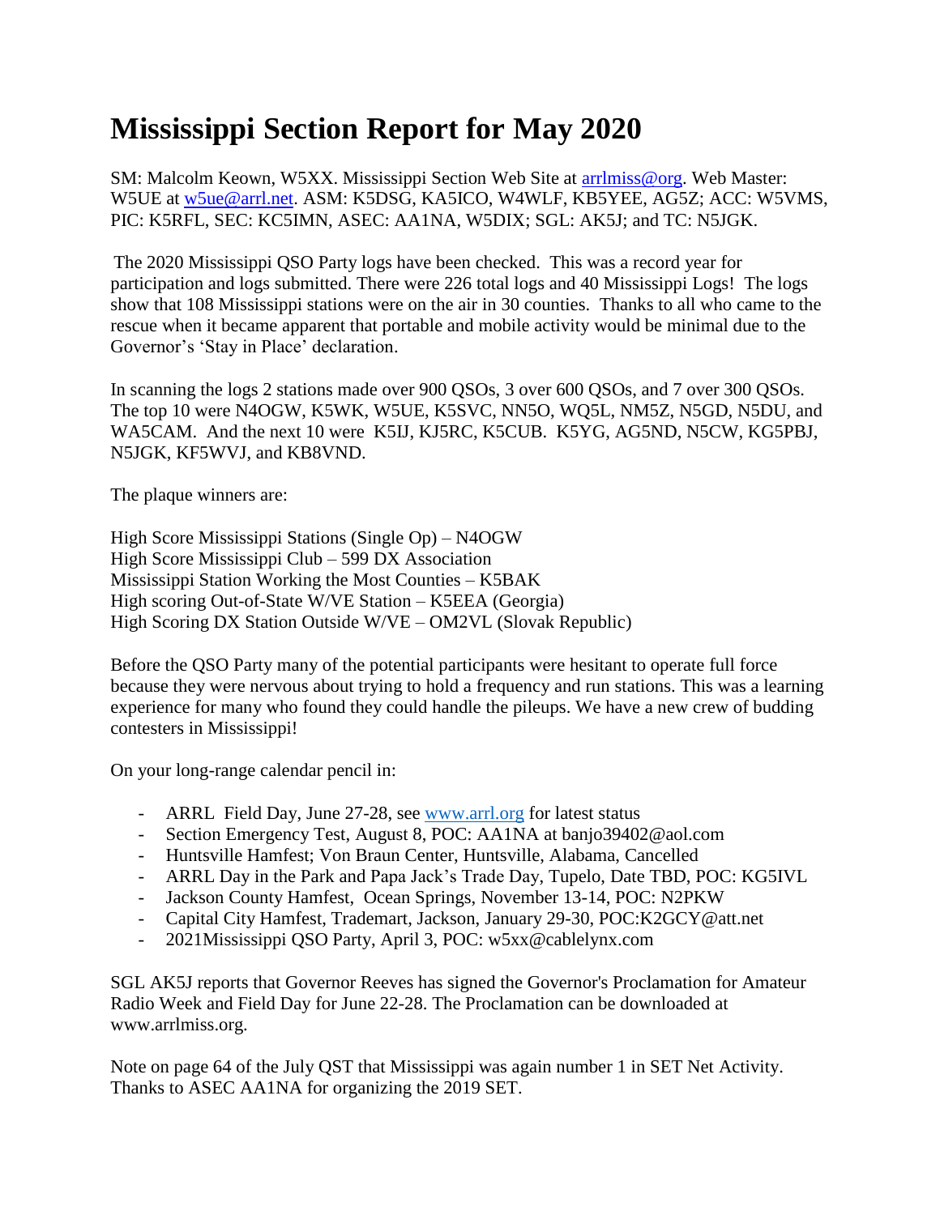# Mississippi Section Report for May 2020

SM: Malcolm Keown, W5XX. Mississippi Section Web Site at arrlmiss@org. Web Master: W5UE at w5ue@arrl.net. ASM: K5DSG, KA5ICO, W4WLF, KB5YEE, AG5Z; ACC: W5VMS, PIC: K5RFL, SEC: KC5IMN, ASEC: AA1NA, W5DIX; SGL: AK5J; and TC: N5JGK.

The 2020 Mississippi QSO Party logs have been checked. This was a record year for participation and logs submitted. There were 226 total logs and 40 Mississippi Logs! The logs show that 108 Mississippi stations were on the air in 30 counties. Thanks to all who came to the rescue when it became apparent that portable and mobile activity would be minimal due to the Governor's 'Stay in Place' declaration.

In scanning the logs 2 stations made over 900 QSOs, 3 over 600 QSOs, and 7 over 300 QSOs. The top 10 were N4OGW, K5WK, W5UE, K5SVC, NN5O, WQ5L, NM5Z, N5GD, N5DU, and WA5CAM. And the next 10 were K5IJ, KJ5RC, K5CUB. K5YG, AG5ND, N5CW, KG5PBJ, N5JGK, KF5WVJ, and KB8VND.

The plaque winners are:

High Score Mississippi Stations (Single Op) – N4OGW
High Score Mississippi Club – 599 DX Association
Mississippi Station Working the Most Counties – K5BAK
High scoring Out-of-State W/VE Station – K5EEA (Georgia)
High Scoring DX Station Outside W/VE – OM2VL (Slovak Republic)

Before the QSO Party many of the potential participants were hesitant to operate full force because they were nervous about trying to hold a frequency and run stations. This was a learning experience for many who found they could handle the pileups. We have a new crew of budding contesters in Mississippi!

On your long-range calendar pencil in:

- ARRL Field Day, June 27-28, see www.arrl.org for latest status
- Section Emergency Test, August 8, POC: AA1NA at banjo39402@aol.com
- Huntsville Hamfest; Von Braun Center, Huntsville, Alabama, Cancelled
- ARRL Day in the Park and Papa Jack's Trade Day, Tupelo, Date TBD, POC: KG5IVL
- Jackson County Hamfest, Ocean Springs, November 13-14, POC: N2PKW
- Capital City Hamfest, Trademart, Jackson, January 29-30, POC:K2GCY@att.net
- 2021Mississippi QSO Party, April 3, POC: w5xx@cablelynx.com

SGL AK5J reports that Governor Reeves has signed the Governor's Proclamation for Amateur Radio Week and Field Day for June 22-28. The Proclamation can be downloaded at www.arrlmiss.org.

Note on page 64 of the July QST that Mississippi was again number 1 in SET Net Activity. Thanks to ASEC AA1NA for organizing the 2019 SET.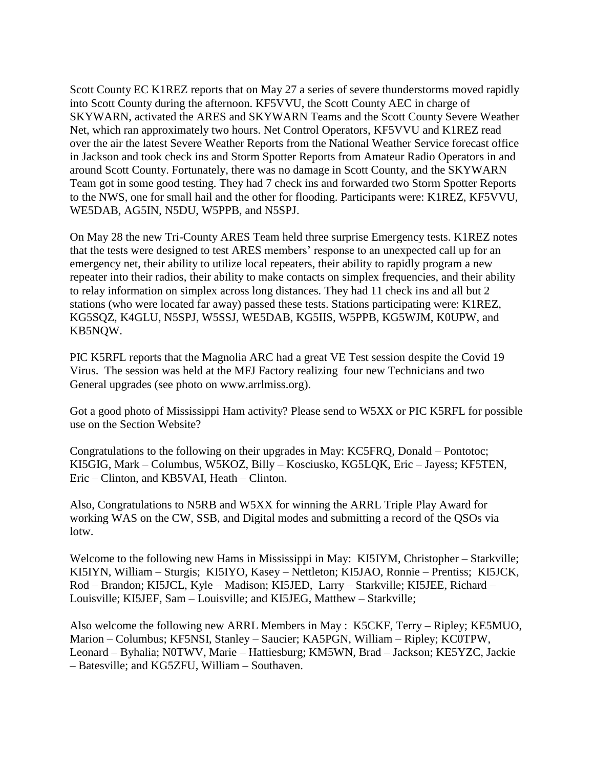Scott County EC K1REZ reports that on May 27 a series of severe thunderstorms moved rapidly into Scott County during the afternoon. KF5VVU, the Scott County AEC in charge of SKYWARN, activated the ARES and SKYWARN Teams and the Scott County Severe Weather Net, which ran approximately two hours. Net Control Operators, KF5VVU and K1REZ read over the air the latest Severe Weather Reports from the National Weather Service forecast office in Jackson and took check ins and Storm Spotter Reports from Amateur Radio Operators in and around Scott County. Fortunately, there was no damage in Scott County, and the SKYWARN Team got in some good testing. They had 7 check ins and forwarded two Storm Spotter Reports to the NWS, one for small hail and the other for flooding. Participants were: K1REZ, KF5VVU, WE5DAB, AG5IN, N5DU, W5PPB, and N5SPJ.

On May 28 the new Tri-County ARES Team held three surprise Emergency tests. K1REZ notes that the tests were designed to test ARES members' response to an unexpected call up for an emergency net, their ability to utilize local repeaters, their ability to rapidly program a new repeater into their radios, their ability to make contacts on simplex frequencies, and their ability to relay information on simplex across long distances. They had 11 check ins and all but 2 stations (who were located far away) passed these tests. Stations participating were: K1REZ, KG5SQZ, K4GLU, N5SPJ, W5SSJ, WE5DAB, KG5IIS, W5PPB, KG5WJM, K0UPW, and KB5NQW.

PIC K5RFL reports that the Magnolia ARC had a great VE Test session despite the Covid 19 Virus. The session was held at the MFJ Factory realizing four new Technicians and two General upgrades (see photo on www.arrlmiss.org).

Got a good photo of Mississippi Ham activity? Please send to W5XX or PIC K5RFL for possible use on the Section Website?

Congratulations to the following on their upgrades in May: KC5FRQ, Donald – Pontotoc; KI5GIG, Mark – Columbus, W5KOZ, Billy – Kosciusko, KG5LQK, Eric – Jayess; KF5TEN, Eric – Clinton, and KB5VAI, Heath – Clinton.

Also, Congratulations to N5RB and W5XX for winning the ARRL Triple Play Award for working WAS on the CW, SSB, and Digital modes and submitting a record of the QSOs via lotw.

Welcome to the following new Hams in Mississippi in May: KI5IYM, Christopher – Starkville; KI5IYN, William – Sturgis; KI5IYO, Kasey – Nettleton; KI5JAO, Ronnie – Prentiss; KI5JCK, Rod – Brandon; KI5JCL, Kyle – Madison; KI5JED, Larry – Starkville; KI5JEE, Richard – Louisville; KI5JEF, Sam – Louisville; and KI5JEG, Matthew – Starkville;

Also welcome the following new ARRL Members in May : K5CKF, Terry – Ripley; KE5MUO, Marion – Columbus; KF5NSI, Stanley – Saucier; KA5PGN, William – Ripley; KC0TPW, Leonard – Byhalia; N0TWV, Marie – Hattiesburg; KM5WN, Brad – Jackson; KE5YZC, Jackie – Batesville; and KG5ZFU, William – Southaven.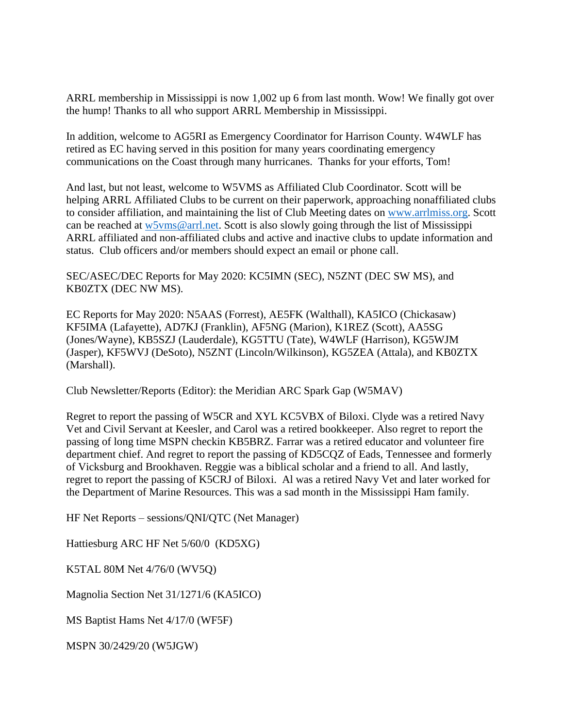ARRL membership in Mississippi is now 1,002 up 6 from last month. Wow! We finally got over the hump! Thanks to all who support ARRL Membership in Mississippi.

In addition, welcome to AG5RI as Emergency Coordinator for Harrison County. W4WLF has retired as EC having served in this position for many years coordinating emergency communications on the Coast through many hurricanes. Thanks for your efforts, Tom!

And last, but not least, welcome to W5VMS as Affiliated Club Coordinator. Scott will be helping ARRL Affiliated Clubs to be current on their paperwork, approaching nonaffiliated clubs to consider affiliation, and maintaining the list of Club Meeting dates on [www.arrlmiss.org](http://www.arrlmiss.org). Scott can be reached at [w5vms@arrl.net](mailto:w5vms@arrl.net). Scott is also slowly going through the list of Mississippi ARRL affiliated and non-affiliated clubs and active and inactive clubs to update information and status. Club officers and/or members should expect an email or phone call.

SEC/ASEC/DEC Reports for May 2020: KC5IMN (SEC), N5ZNT (DEC SW MS), and KB0ZTX (DEC NW MS).

EC Reports for May 2020: N5AAS (Forrest), AE5FK (Walthall), KA5ICO (Chickasaw) KF5IMA (Lafayette), AD7KJ (Franklin), AF5NG (Marion), K1REZ (Scott), AA5SG (Jones/Wayne), KB5SZJ (Lauderdale), KG5TTU (Tate), W4WLF (Harrison), KG5WJM (Jasper), KF5WVJ (DeSoto), N5ZNT (Lincoln/Wilkinson), KG5ZEA (Attala), and KB0ZTX (Marshall).

Club Newsletter/Reports (Editor): the Meridian ARC Spark Gap (W5MAV)

Regret to report the passing of W5CR and XYL KC5VBX of Biloxi. Clyde was a retired Navy Vet and Civil Servant at Keesler, and Carol was a retired bookkeeper. Also regret to report the passing of long time MSPN checkin KB5BRZ. Farrar was a retired educator and volunteer fire department chief. And regret to report the passing of KD5CQZ of Eads, Tennessee and formerly of Vicksburg and Brookhaven. Reggie was a biblical scholar and a friend to all. And lastly, regret to report the passing of K5CRJ of Biloxi. Al was a retired Navy Vet and later worked for the Department of Marine Resources. This was a sad month in the Mississippi Ham family.

HF Net Reports – sessions/QNI/QTC (Net Manager)

Hattiesburg ARC HF Net 5/60/0 (KD5XG)

K5TAL 80M Net 4/76/0 (WV5Q)

Magnolia Section Net 31/1271/6 (KA5ICO)

MS Baptist Hams Net 4/17/0 (WF5F)

MSPN 30/2429/20 (W5JGW)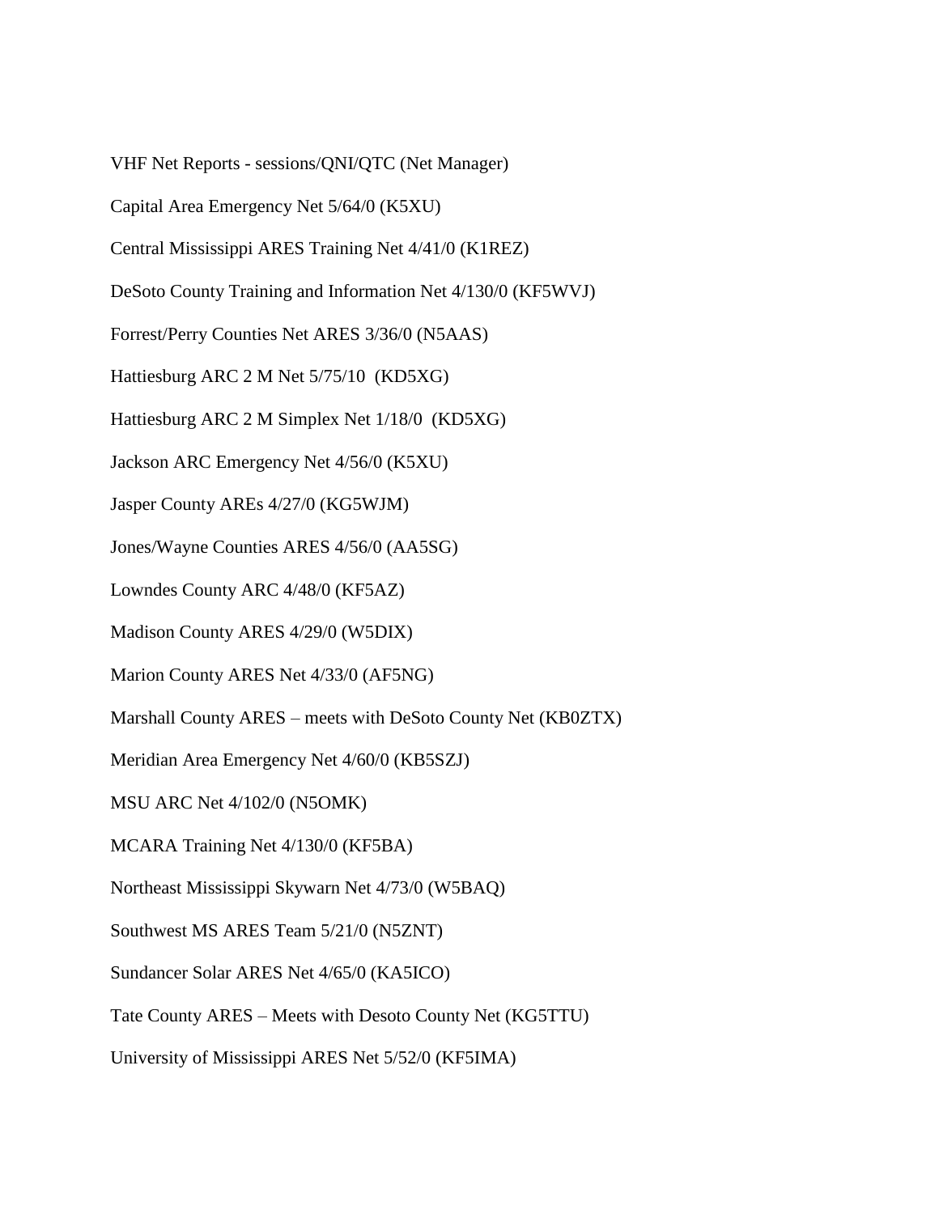VHF Net Reports - sessions/QNI/QTC (Net Manager)

Capital Area Emergency Net 5/64/0 (K5XU)

Central Mississippi ARES Training Net 4/41/0 (K1REZ)

DeSoto County Training and Information Net 4/130/0 (KF5WVJ)

Forrest/Perry Counties Net ARES 3/36/0 (N5AAS)

Hattiesburg ARC 2 M Net 5/75/10 (KD5XG)

Hattiesburg ARC 2 M Simplex Net 1/18/0 (KD5XG)

Jackson ARC Emergency Net 4/56/0 (K5XU)

Jasper County AREs 4/27/0 (KG5WJM)

Jones/Wayne Counties ARES 4/56/0 (AA5SG)

Lowndes County ARC 4/48/0 (KF5AZ)

Madison County ARES 4/29/0 (W5DIX)

Marion County ARES Net 4/33/0 (AF5NG)

Marshall County ARES – meets with DeSoto County Net (KB0ZTX)

Meridian Area Emergency Net 4/60/0 (KB5SZJ)

MSU ARC Net 4/102/0 (N5OMK)

MCARA Training Net 4/130/0 (KF5BA)

Northeast Mississippi Skywarn Net 4/73/0 (W5BAQ)

Southwest MS ARES Team 5/21/0 (N5ZNT)

Sundancer Solar ARES Net 4/65/0 (KA5ICO)

Tate County ARES – Meets with Desoto County Net (KG5TTU)

University of Mississippi ARES Net 5/52/0 (KF5IMA)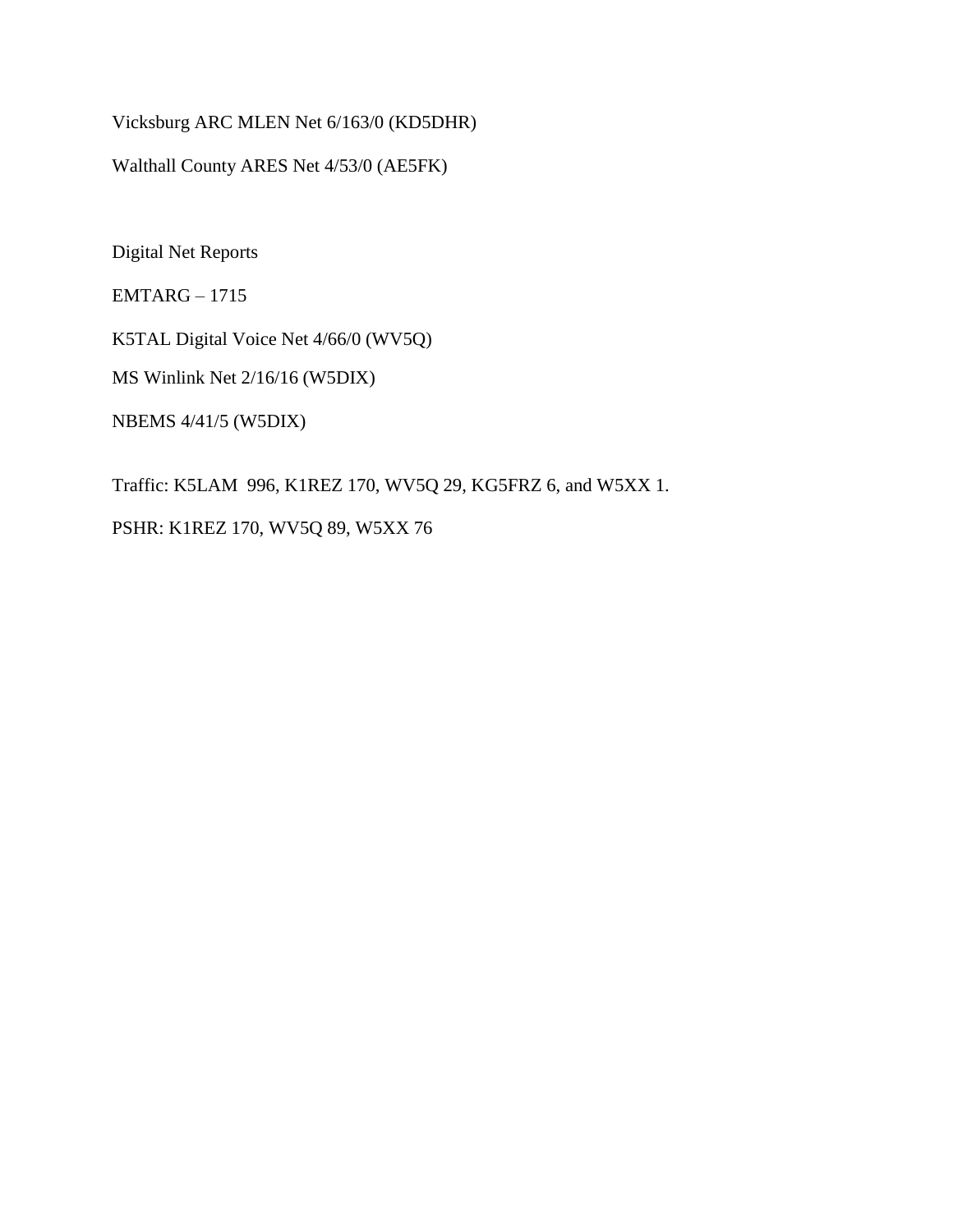Vicksburg ARC MLEN Net 6/163/0 (KD5DHR)

Walthall County ARES Net 4/53/0 (AE5FK)

Digital Net Reports

EMTARG – 1715

K5TAL Digital Voice Net 4/66/0 (WV5Q)

MS Winlink Net 2/16/16 (W5DIX)

NBEMS 4/41/5 (W5DIX)

Traffic: K5LAM 996, K1REZ 170, WV5Q 29, KG5FRZ 6, and W5XX 1.

PSHR: K1REZ 170, WV5Q 89, W5XX 76